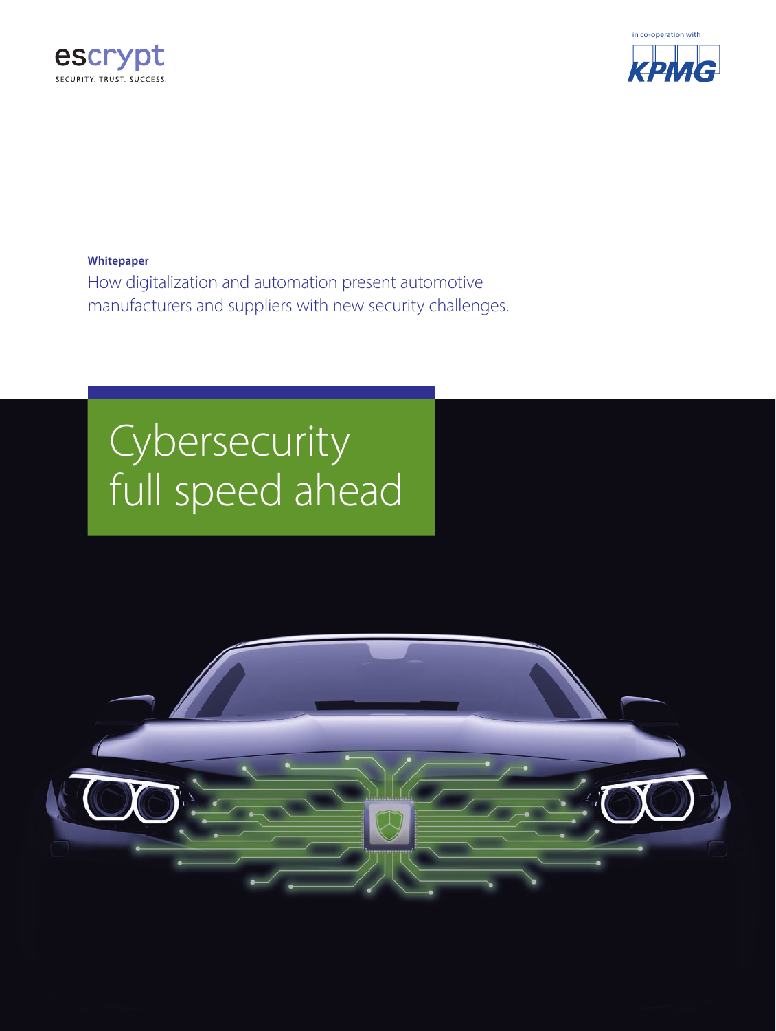escrypt
SECURITY. TRUST. SUCCESS.

in co-operation with KPMG

**Whitepaper**

How digitalization and automation present automotive manufacturers and suppliers with new security challenges.

# Cybersecurity full speed ahead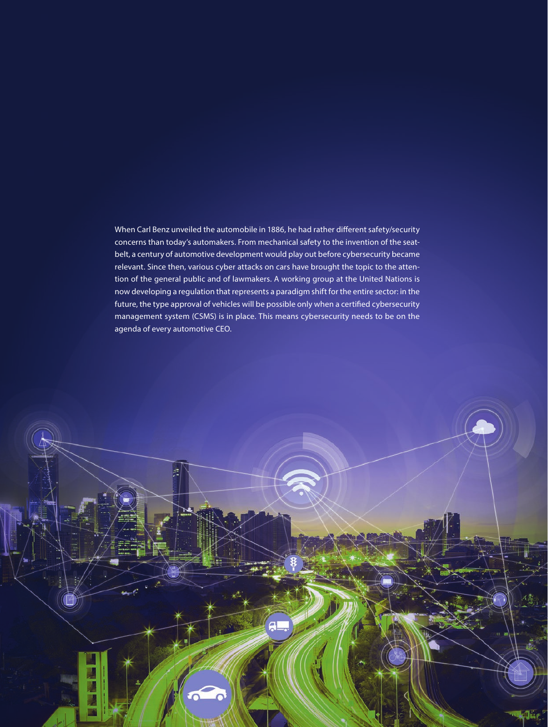When Carl Benz unveiled the automobile in 1886, he had rather different safety/security concerns than today's automakers. From mechanical safety to the invention of the seat-belt, a century of automotive development would play out before cybersecurity became relevant. Since then, various cyber attacks on cars have brought the topic to the attention of the general public and of lawmakers. A working group at the United Nations is now developing a regulation that represents a paradigm shift for the entire sector: in the future, the type approval of vehicles will be possible only when a certified cybersecurity management system (CSMS) is in place. This means cybersecurity needs to be on the agenda of every automotive CEO.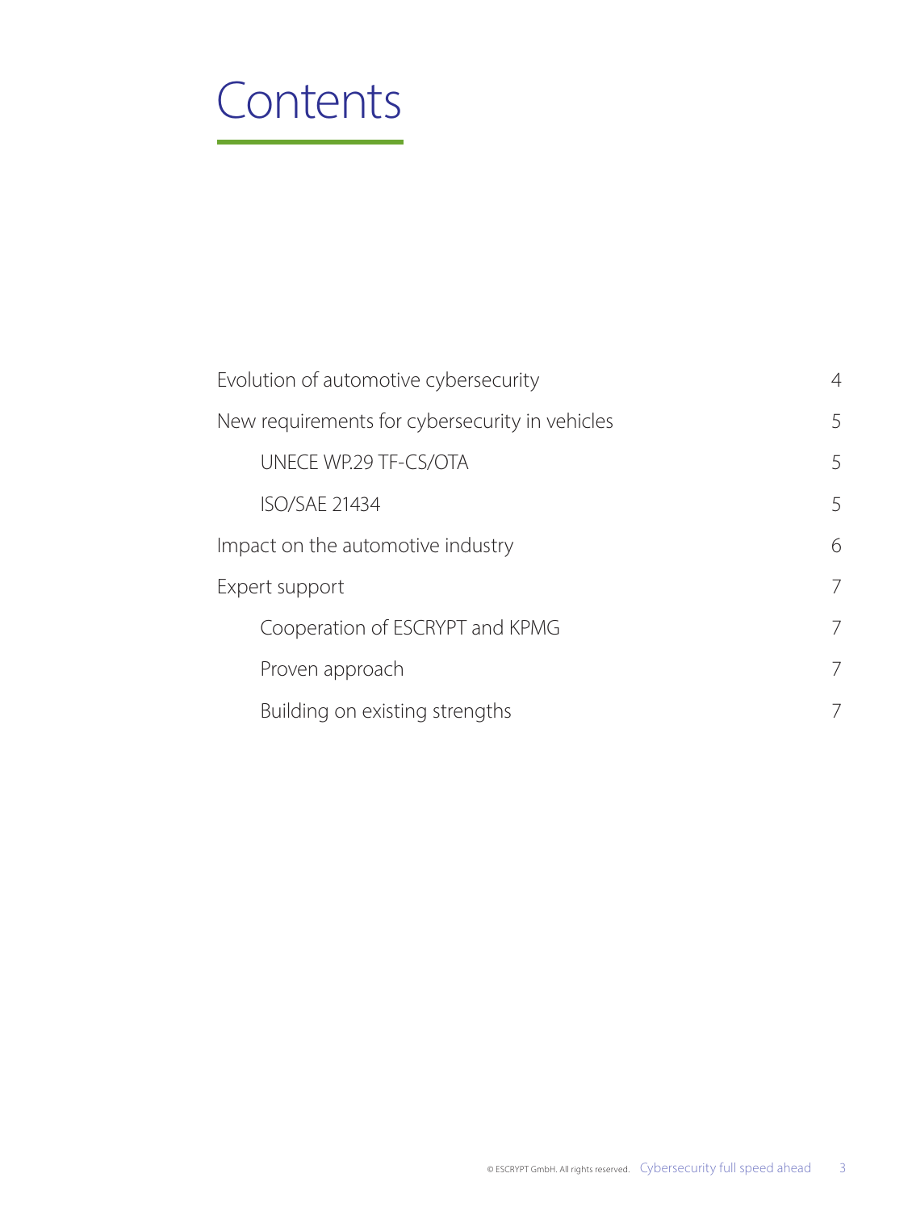# Contents

| | |
|---|---|
| Evolution of automotive cybersecurity | 4 |
| New requirements for cybersecurity in vehicles | 5 |
| &nbsp;&nbsp;&nbsp;&nbsp;UNECE WP.29 TF-CS/OTA | 5 |
| &nbsp;&nbsp;&nbsp;&nbsp;ISO/SAE 21434 | 5 |
| Impact on the automotive industry | 6 |
| Expert support | 7 |
| &nbsp;&nbsp;&nbsp;&nbsp;Cooperation of ESCRYPT and KPMG | 7 |
| &nbsp;&nbsp;&nbsp;&nbsp;Proven approach | 7 |
| &nbsp;&nbsp;&nbsp;&nbsp;Building on existing strengths | 7 |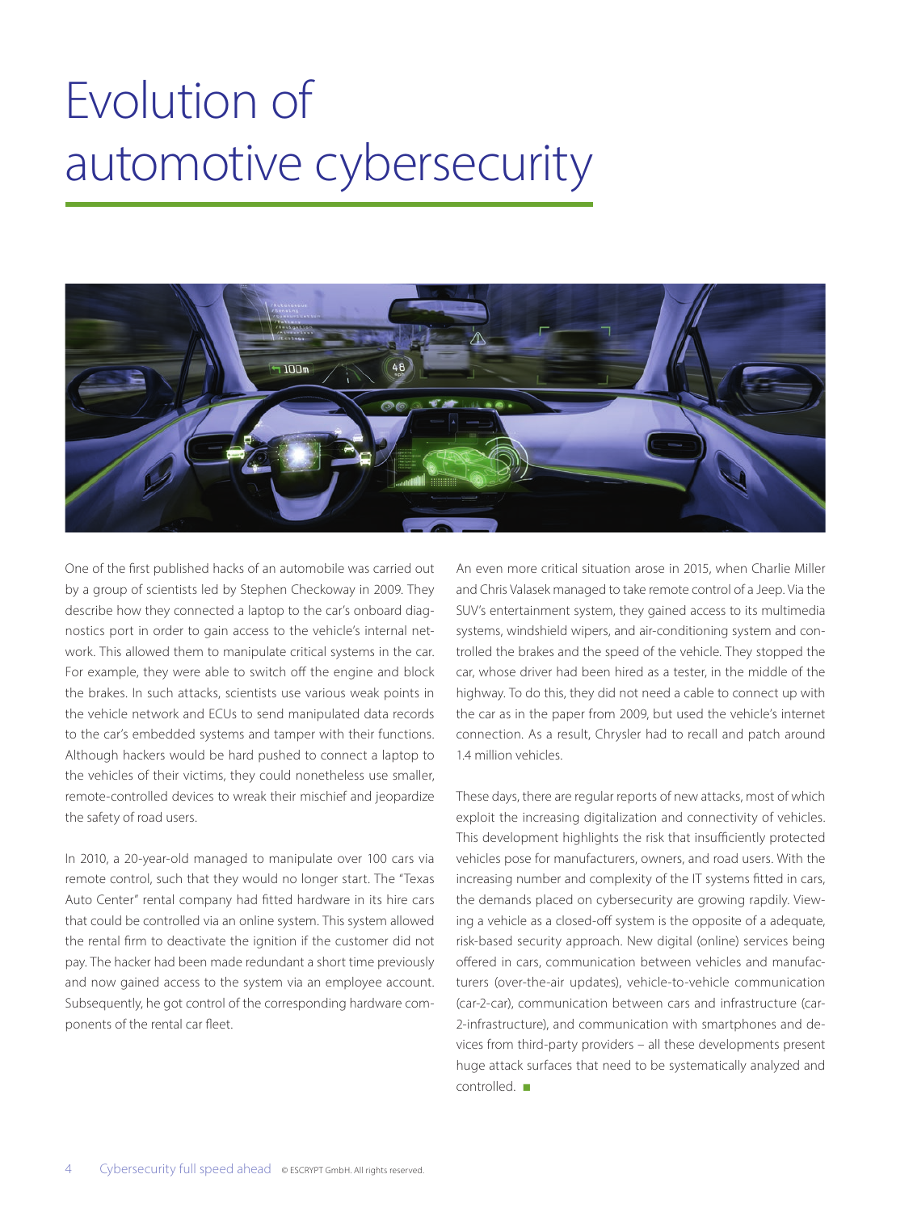# Evolution of automotive cybersecurity

One of the first published hacks of an automobile was carried out by a group of scientists led by Stephen Checkoway in 2009. They describe how they connected a laptop to the car's onboard diagnostics port in order to gain access to the vehicle's internal network. This allowed them to manipulate critical systems in the car. For example, they were able to switch off the engine and block the brakes. In such attacks, scientists use various weak points in the vehicle network and ECUs to send manipulated data records to the car's embedded systems and tamper with their functions. Although hackers would be hard pushed to connect a laptop to the vehicles of their victims, they could nonetheless use smaller, remote-controlled devices to wreak their mischief and jeopardize the safety of road users.

In 2010, a 20-year-old managed to manipulate over 100 cars via remote control, such that they would no longer start. The "Texas Auto Center" rental company had fitted hardware in its hire cars that could be controlled via an online system. This system allowed the rental firm to deactivate the ignition if the customer did not pay. The hacker had been made redundant a short time previously and now gained access to the system via an employee account. Subsequently, he got control of the corresponding hardware components of the rental car fleet.

An even more critical situation arose in 2015, when Charlie Miller and Chris Valasek managed to take remote control of a Jeep. Via the SUV's entertainment system, they gained access to its multimedia systems, windshield wipers, and air-conditioning system and controlled the brakes and the speed of the vehicle. They stopped the car, whose driver had been hired as a tester, in the middle of the highway. To do this, they did not need a cable to connect up with the car as in the paper from 2009, but used the vehicle's internet connection. As a result, Chrysler had to recall and patch around 1.4 million vehicles.

These days, there are regular reports of new attacks, most of which exploit the increasing digitalization and connectivity of vehicles. This development highlights the risk that insufficiently protected vehicles pose for manufacturers, owners, and road users. With the increasing number and complexity of the IT systems fitted in cars, the demands placed on cybersecurity are growing rapdily. Viewing a vehicle as a closed-off system is the opposite of a adequate, risk-based security approach. New digital (online) services being offered in cars, communication between vehicles and manufacturers (over-the-air updates), vehicle-to-vehicle communication (car-2-car), communication between cars and infrastructure (car-2-infrastructure), and communication with smartphones and devices from third-party providers – all these developments present huge attack surfaces that need to be systematically analyzed and controlled. ■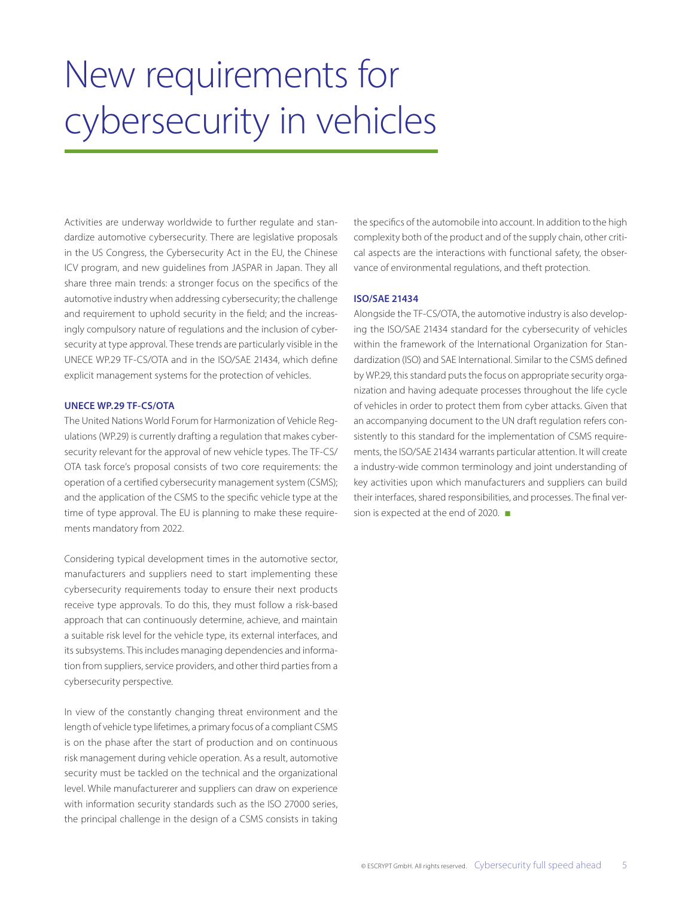# New requirements for cybersecurity in vehicles

Activities are underway worldwide to further regulate and standardize automotive cybersecurity. There are legislative proposals in the US Congress, the Cybersecurity Act in the EU, the Chinese ICV program, and new guidelines from JASPAR in Japan. They all share three main trends: a stronger focus on the specifics of the automotive industry when addressing cybersecurity; the challenge and requirement to uphold security in the field; and the increasingly compulsory nature of regulations and the inclusion of cybersecurity at type approval. These trends are particularly visible in the UNECE WP.29 TF-CS/OTA and in the ISO/SAE 21434, which define explicit management systems for the protection of vehicles.

**UNECE WP.29 TF-CS/OTA**

The United Nations World Forum for Harmonization of Vehicle Regulations (WP.29) is currently drafting a regulation that makes cybersecurity relevant for the approval of new vehicle types. The TF-CS/OTA task force's proposal consists of two core requirements: the operation of a certified cybersecurity management system (CSMS); and the application of the CSMS to the specific vehicle type at the time of type approval. The EU is planning to make these requirements mandatory from 2022.

Considering typical development times in the automotive sector, manufacturers and suppliers need to start implementing these cybersecurity requirements today to ensure their next products receive type approvals. To do this, they must follow a risk-based approach that can continuously determine, achieve, and maintain a suitable risk level for the vehicle type, its external interfaces, and its subsystems. This includes managing dependencies and information from suppliers, service providers, and other third parties from a cybersecurity perspective.

In view of the constantly changing threat environment and the length of vehicle type lifetimes, a primary focus of a compliant CSMS is on the phase after the start of production and on continuous risk management during vehicle operation. As a result, automotive security must be tackled on the technical and the organizational level. While manufacturerer and suppliers can draw on experience with information security standards such as the ISO 27000 series, the principal challenge in the design of a CSMS consists in taking the specifics of the automobile into account. In addition to the high complexity both of the product and of the supply chain, other critical aspects are the interactions with functional safety, the observance of environmental regulations, and theft protection.

**ISO/SAE 21434**

Alongside the TF-CS/OTA, the automotive industry is also developing the ISO/SAE 21434 standard for the cybersecurity of vehicles within the framework of the International Organization for Standardization (ISO) and SAE International. Similar to the CSMS defined by WP.29, this standard puts the focus on appropriate security organization and having adequate processes throughout the life cycle of vehicles in order to protect them from cyber attacks. Given that an accompanying document to the UN draft regulation refers consistently to this standard for the implementation of CSMS requirements, the ISO/SAE 21434 warrants particular attention. It will create a industry-wide common terminology and joint understanding of key activities upon which manufacturers and suppliers can build their interfaces, shared responsibilities, and processes. The final version is expected at the end of 2020. ■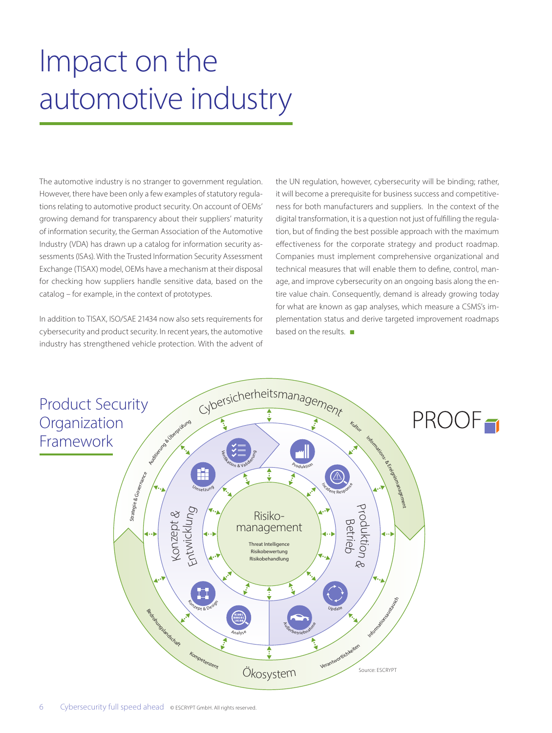# Impact on the automotive industry

The automotive industry is no stranger to government regulation. However, there have been only a few examples of statutory regulations relating to automotive product security. On account of OEMs' growing demand for transparency about their suppliers' maturity of information security, the German Association of the Automotive Industry (VDA) has drawn up a catalog for information security assessments (ISAs). With the Trusted Information Security Assessment Exchange (TISAX) model, OEMs have a mechanism at their disposal for checking how suppliers handle sensitive data, based on the catalog – for example, in the context of prototypes.

In addition to TISAX, ISO/SAE 21434 now also sets requirements for cybersecurity and product security. In recent years, the automotive industry has strengthened vehicle protection. With the advent of the UN regulation, however, cybersecurity will be binding; rather, it will become a prerequisite for business success and competitiveness for both manufacturers and suppliers. In the context of the digital transformation, it is a question not just of fulfilling the regulation, but of finding the best possible approach with the maximum effectiveness for the corporate strategy and product roadmap. Companies must implement comprehensive organizational and technical measures that will enable them to define, control, manage, and improve cybersecurity on an ongoing basis along the entire value chain. Consequently, demand is already growing today for what are known as gap analyses, which measure a CSMS's implementation status and derive targeted improvement roadmaps based on the results. ■

## Product Security Organization Framework

PROOF

Cybersicherheitsmanagement: Auditierung & Überprüfung, Strategie & Governance, Kultur, Informations- & Ereignismanagement

Konzept & Entwicklung: Umsetzung, Verifikation & Validierung, Konzept & Design, Analyse

Produktion & Betrieb: Produktion, Incident Response, Update, Außerbetriebnahme

Risikomanagement: Threat Intelligence, Risikobewertung, Risikobehandlung

Ökosystem: Bedrohungslandschaft, Kompetenzen, Verantwortlichkeiten, Informationsaustausch

Source: ESCRYPT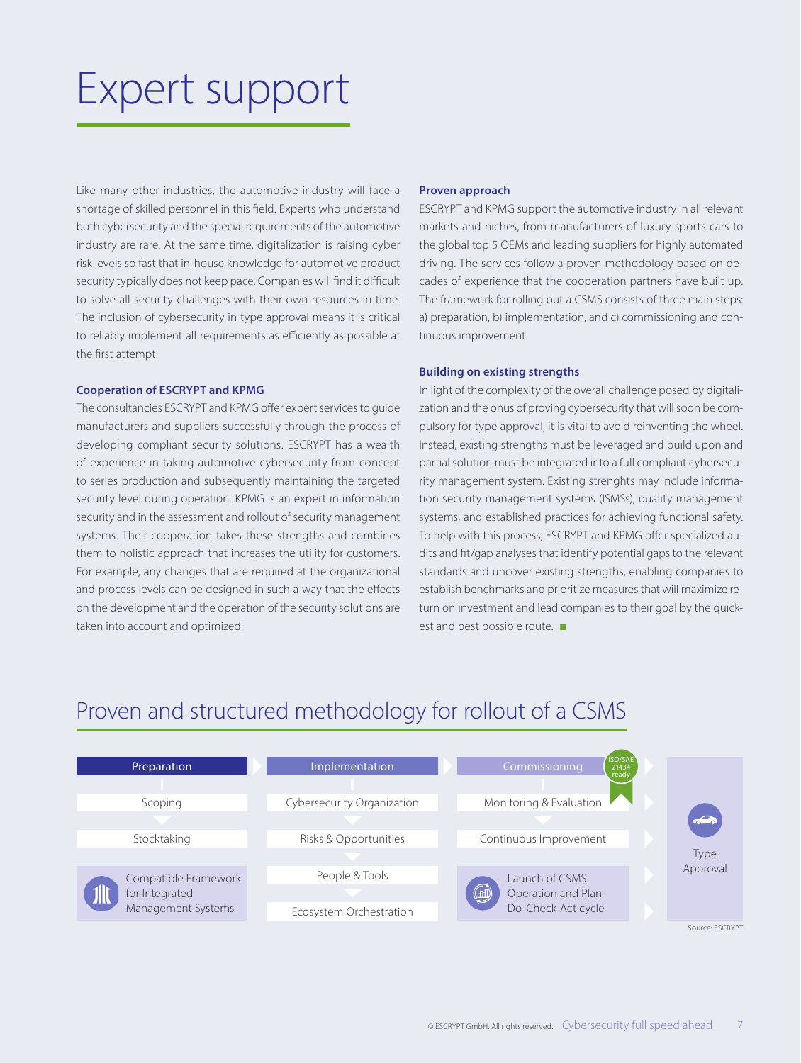# Expert support

Like many other industries, the automotive industry will face a shortage of skilled personnel in this field. Experts who understand both cybersecurity and the special requirements of the automotive industry are rare. At the same time, digitalization is raising cyber risk levels so fast that in-house knowledge for automotive product security typically does not keep pace. Companies will find it difficult to solve all security challenges with their own resources in time. The inclusion of cybersecurity in type approval means it is critical to reliably implement all requirements as efficiently as possible at the first attempt.

### Cooperation of ESCRYPT and KPMG

The consultancies ESCRYPT and KPMG offer expert services to guide manufacturers and suppliers successfully through the process of developing compliant security solutions. ESCRYPT has a wealth of experience in taking automotive cybersecurity from concept to series production and subsequently maintaining the targeted security level during operation. KPMG is an expert in information security and in the assessment and rollout of security management systems. Their cooperation takes these strengths and combines them to holistic approach that increases the utility for customers. For example, any changes that are required at the organizational and process levels can be designed in such a way that the effects on the development and the operation of the security solutions are taken into account and optimized.

### Proven approach

ESCRYPT and KPMG support the automotive industry in all relevant markets and niches, from manufacturers of luxury sports cars to the global top 5 OEMs and leading suppliers for highly automated driving. The services follow a proven methodology based on decades of experience that the cooperation partners have built up. The framework for rolling out a CSMS consists of three main steps: a) preparation, b) implementation, and c) commissioning and continuous improvement.

### Building on existing strengths

In light of the complexity of the overall challenge posed by digitalization and the onus of proving cybersecurity that will soon be compulsory for type approval, it is vital to avoid reinventing the wheel. Instead, existing strengths must be leveraged and build upon and partial solution must be integrated into a full compliant cybersecurity management system. Existing strenghts may include information security management systems (ISMSs), quality management systems, and established practices for achieving functional safety. To help with this process, ESCRYPT and KPMG offer specialized audits and fit/gap analyses that identify potential gaps to the relevant standards and uncover existing strengths, enabling companies to establish benchmarks and prioritize measures that will maximize return on investment and lead companies to their goal by the quickest and best possible route.

## Proven and structured methodology for rollout of a CSMS

| Preparation | Implementation | Commissioning (ISO/SAE 21434 ready) | |
|---|---|---|---|
| Scoping | Cybersecurity Organization | Monitoring & Evaluation | Type Approval |
| Stocktaking | Risks & Opportunities | Continuous Improvement | |
| Compatible Framework for Integrated Management Systems | People & Tools | Launch of CSMS Operation and Plan-Do-Check-Act cycle | |
| | Ecosystem Orchestration | | |

Source: ESCRYPT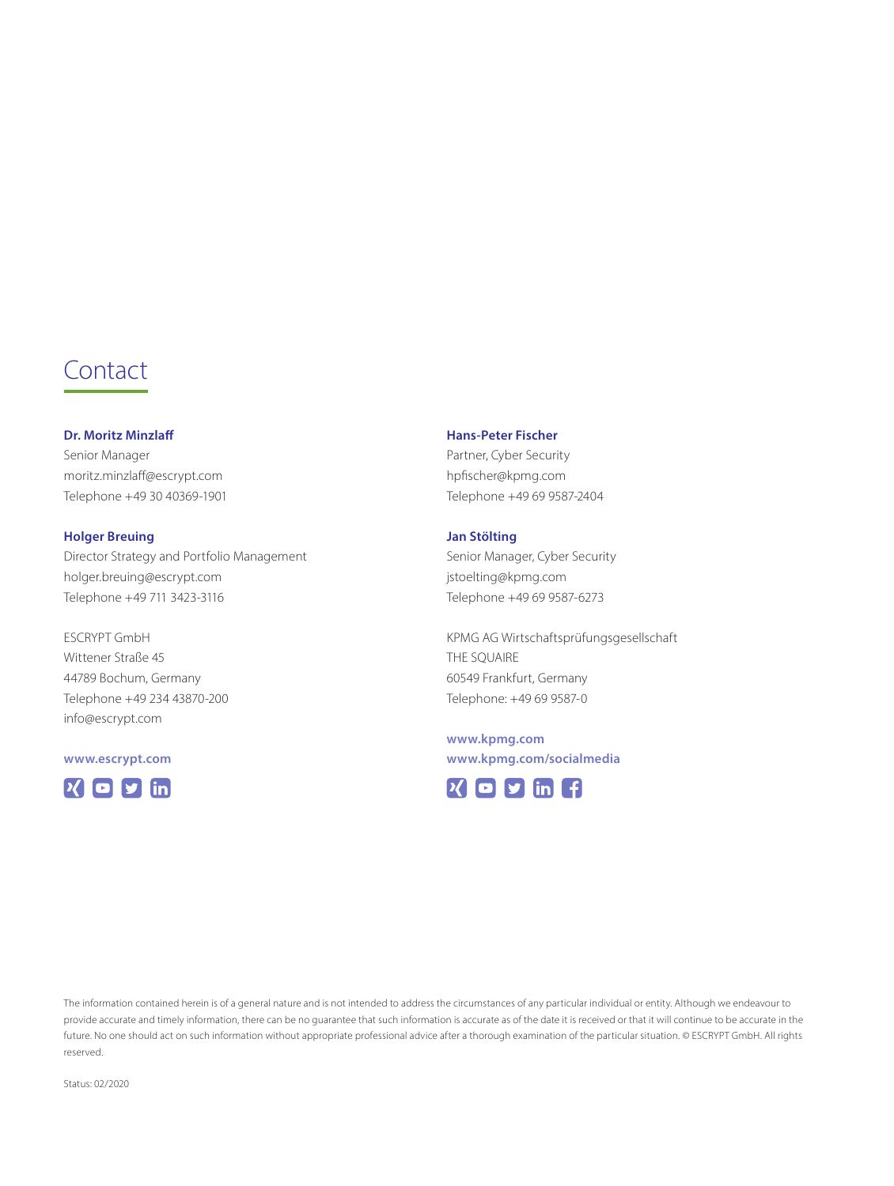## Contact

**Dr. Moritz Minzlaff**
Senior Manager
moritz.minzlaff@escrypt.com
Telephone +49 30 40369-1901

**Holger Breuing**
Director Strategy and Portfolio Management
holger.breuing@escrypt.com
Telephone +49 711 3423-3116

ESCRYPT GmbH
Wittener Straße 45
44789 Bochum, Germany
Telephone +49 234 43870-200
info@escrypt.com

**www.escrypt.com**

**Hans-Peter Fischer**
Partner, Cyber Security
hpfischer@kpmg.com
Telephone +49 69 9587-2404

**Jan Stölting**
Senior Manager, Cyber Security
jstoelting@kpmg.com
Telephone +49 69 9587-6273

KPMG AG Wirtschaftsprüfungsgesellschaft
THE SQUAIRE
60549 Frankfurt, Germany
Telephone: +49 69 9587-0

**www.kpmg.com**
**www.kpmg.com/socialmedia**

The information contained herein is of a general nature and is not intended to address the circumstances of any particular individual or entity. Although we endeavour to provide accurate and timely information, there can be no guarantee that such information is accurate as of the date it is received or that it will continue to be accurate in the future. No one should act on such information without appropriate professional advice after a thorough examination of the particular situation. © ESCRYPT GmbH. All rights reserved.

Status: 02/2020